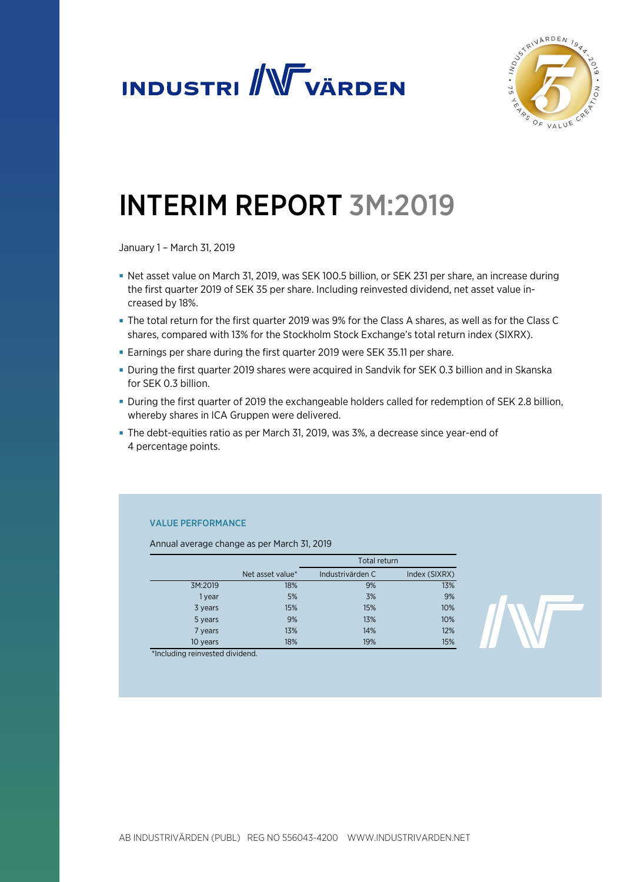# INTERIM REPORT 3M:2019

January 1 – March 31, 2019

- Net asset value on March 31, 2019, was SEK 100.5 billion, or SEK 231 per share, an increase during the first quarter 2019 of SEK 35 per share. Including reinvested dividend, net asset value increased by 18%.
- The total return for the first quarter 2019 was 9% for the Class A shares, as well as for the Class C shares, compared with 13% for the Stockholm Stock Exchange's total return index (SIXRX).
- Earnings per share during the first quarter 2019 were SEK 35.11 per share.
- During the first quarter 2019 shares were acquired in Sandvik for SEK 0.3 billion and in Skanska for SEK 0.3 billion.
- During the first quarter of 2019 the exchangeable holders called for redemption of SEK 2.8 billion, whereby shares in ICA Gruppen were delivered.
- The debt-equities ratio as per March 31, 2019, was 3%, a decrease since year-end of 4 percentage points.

### VALUE PERFORMANCE

Annual average change as per March 31, 2019

| | | Total return | |
|---|---|---|---|
| | Net asset value* | Industrivärden C | Index (SIXRX) |
| 3M:2019 | 18% | 9% | 13% |
| 1 year | 5% | 3% | 9% |
| 3 years | 15% | 15% | 10% |
| 5 years | 9% | 13% | 10% |
| 7 years | 13% | 14% | 12% |
| 10 years | 18% | 19% | 15% |

*Including reinvested dividend.

AB INDUSTRIVÄRDEN (PUBL) REG NO 556043-4200 WWW.INDUSTRIVARDEN.NET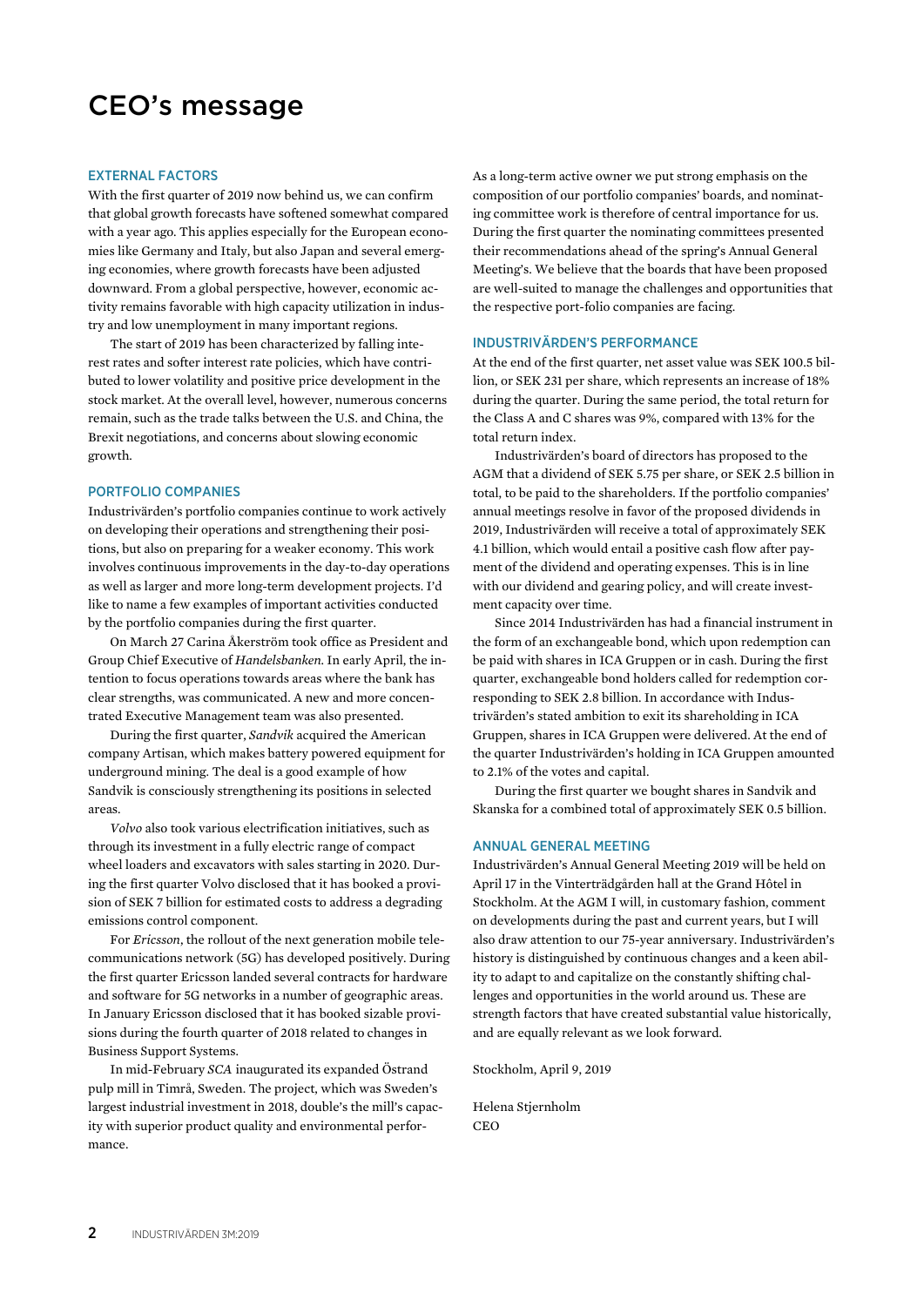# CEO's message

## EXTERNAL FACTORS

With the first quarter of 2019 now behind us, we can confirm that global growth forecasts have softened somewhat compared with a year ago. This applies especially for the European economies like Germany and Italy, but also Japan and several emerging economies, where growth forecasts have been adjusted downward. From a global perspective, however, economic activity remains favorable with high capacity utilization in industry and low unemployment in many important regions.

The start of 2019 has been characterized by falling interest rates and softer interest rate policies, which have contributed to lower volatility and positive price development in the stock market. At the overall level, however, numerous concerns remain, such as the trade talks between the U.S. and China, the Brexit negotiations, and concerns about slowing economic growth.

## PORTFOLIO COMPANIES

Industrivärden's portfolio companies continue to work actively on developing their operations and strengthening their positions, but also on preparing for a weaker economy. This work involves continuous improvements in the day-to-day operations as well as larger and more long-term development projects. I'd like to name a few examples of important activities conducted by the portfolio companies during the first quarter.

On March 27 Carina Åkerström took office as President and Group Chief Executive of *Handelsbanken*. In early April, the intention to focus operations towards areas where the bank has clear strengths, was communicated. A new and more concentrated Executive Management team was also presented.

During the first quarter, *Sandvik* acquired the American company Artisan, which makes battery powered equipment for underground mining. The deal is a good example of how Sandvik is consciously strengthening its positions in selected areas.

*Volvo* also took various electrification initiatives, such as through its investment in a fully electric range of compact wheel loaders and excavators with sales starting in 2020. During the first quarter Volvo disclosed that it has booked a provision of SEK 7 billion for estimated costs to address a degrading emissions control component.

For *Ericsson*, the rollout of the next generation mobile telecommunications network (5G) has developed positively. During the first quarter Ericsson landed several contracts for hardware and software for 5G networks in a number of geographic areas. In January Ericsson disclosed that it has booked sizable provisions during the fourth quarter of 2018 related to changes in Business Support Systems.

In mid-February *SCA* inaugurated its expanded Östrand pulp mill in Timrå, Sweden. The project, which was Sweden's largest industrial investment in 2018, double's the mill's capacity with superior product quality and environmental performance.

As a long-term active owner we put strong emphasis on the composition of our portfolio companies' boards, and nominating committee work is therefore of central importance for us. During the first quarter the nominating committees presented their recommendations ahead of the spring's Annual General Meeting's. We believe that the boards that have been proposed are well-suited to manage the challenges and opportunities that the respective port-folio companies are facing.

## INDUSTRIVÄRDEN'S PERFORMANCE

At the end of the first quarter, net asset value was SEK 100.5 billion, or SEK 231 per share, which represents an increase of 18% during the quarter. During the same period, the total return for the Class A and C shares was 9%, compared with 13% for the total return index.

Industrivärden's board of directors has proposed to the AGM that a dividend of SEK 5.75 per share, or SEK 2.5 billion in total, to be paid to the shareholders. If the portfolio companies' annual meetings resolve in favor of the proposed dividends in 2019, Industrivärden will receive a total of approximately SEK 4.1 billion, which would entail a positive cash flow after payment of the dividend and operating expenses. This is in line with our dividend and gearing policy, and will create investment capacity over time.

Since 2014 Industrivärden has had a financial instrument in the form of an exchangeable bond, which upon redemption can be paid with shares in ICA Gruppen or in cash. During the first quarter, exchangeable bond holders called for redemption corresponding to SEK 2.8 billion. In accordance with Industrivärden's stated ambition to exit its shareholding in ICA Gruppen, shares in ICA Gruppen were delivered. At the end of the quarter Industrivärden's holding in ICA Gruppen amounted to 2.1% of the votes and capital.

During the first quarter we bought shares in Sandvik and Skanska for a combined total of approximately SEK 0.5 billion.

## ANNUAL GENERAL MEETING

Industrivärden's Annual General Meeting 2019 will be held on April 17 in the Vinterträdgården hall at the Grand Hôtel in Stockholm. At the AGM I will, in customary fashion, comment on developments during the past and current years, but I will also draw attention to our 75-year anniversary. Industrivärden's history is distinguished by continuous changes and a keen ability to adapt to and capitalize on the constantly shifting challenges and opportunities in the world around us. These are strength factors that have created substantial value historically, and are equally relevant as we look forward.

Stockholm, April 9, 2019

Helena Stjernholm
CEO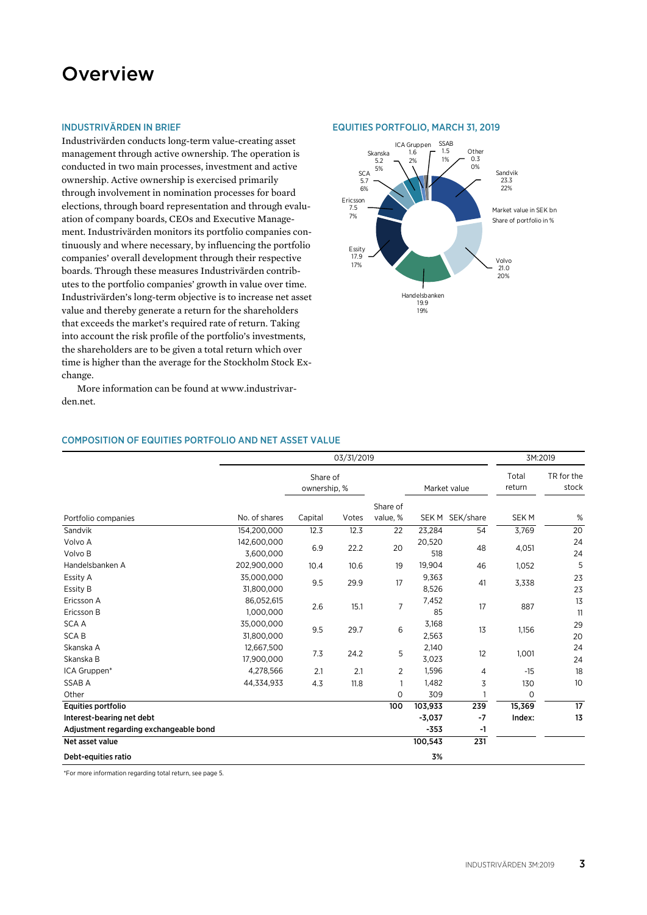# Overview

## INDUSTRIVÄRDEN IN BRIEF

Industrivärden conducts long-term value-creating asset management through active ownership. The operation is conducted in two main processes, investment and active ownership. Active ownership is exercised primarily through involvement in nomination processes for board elections, through board representation and through evaluation of company boards, CEOs and Executive Management. Industrivärden monitors its portfolio companies continuously and where necessary, by influencing the portfolio companies' overall development through their respective boards. Through these measures Industrivärden contributes to the portfolio companies' growth in value over time. Industrivärden's long-term objective is to increase net asset value and thereby generate a return for the shareholders that exceeds the market's required rate of return. Taking into account the risk profile of the portfolio's investments, the shareholders are to be given a total return which over time is higher than the average for the Stockholm Stock Exchange.

More information can be found at www.industrivarden.net.

## EQUITIES PORTFOLIO, MARCH 31, 2019

Market value in SEK bn
Share of portfolio in %

- Sandvik 23.3 22%
- Volvo 21.0 20%
- Handelsbanken 19.9 19%
- Essity 17.9 17%
- Ericsson 7.5 7%
- SCA 5.7 6%
- Skanska 5.2 5%
- ICA Gruppen 1.6 2%
- SSAB 1.5 1%
- Other 0.3 0%

## COMPOSITION OF EQUITIES PORTFOLIO AND NET ASSET VALUE

| | 03/31/2019 | | | | | | 3M:2019 | |
|---|---|---|---|---|---|---|---|---|
| | | Share of ownership, % | | | Market value | | Total return | TR for the stock |
| Portfolio companies | No. of shares | Capital | Votes | Share of value, % | SEK M | SEK/share | SEK M | % |
| Sandvik | 154,200,000 | 12.3 | 12.3 | 22 | 23,284 | 54 | 3,769 | 20 |
| Volvo A | 142,600,000 | 6.9 | 22.2 | 20 | 20,520 | 48 | 4,051 | 24 |
| Volvo B | 3,600,000 | | | | 518 | | | 24 |
| Handelsbanken A | 202,900,000 | 10.4 | 10.6 | 19 | 19,904 | 46 | 1,052 | 5 |
| Essity A | 35,000,000 | 9.5 | 29.9 | 17 | 9,363 | 41 | 3,338 | 23 |
| Essity B | 31,800,000 | | | | 8,526 | | | 23 |
| Ericsson A | 86,052,615 | 2.6 | 15.1 | 7 | 7,452 | 17 | 887 | 13 |
| Ericsson B | 1,000,000 | | | | 85 | | | 11 |
| SCA A | 35,000,000 | 9.5 | 29.7 | 6 | 3,168 | 13 | 1,156 | 29 |
| SCA B | 31,800,000 | | | | 2,563 | | | 20 |
| Skanska A | 12,667,500 | 7.3 | 24.2 | 5 | 2,140 | 12 | 1,001 | 24 |
| Skanska B | 17,900,000 | | | | 3,023 | | | 24 |
| ICA Gruppen* | 4,278,566 | 2.1 | 2.1 | 2 | 1,596 | 4 | -15 | 18 |
| SSAB A | 44,334,933 | 4.3 | 11.8 | 1 | 1,482 | 3 | 130 | 10 |
| Other | | | | 0 | 309 | 1 | 0 | |
| **Equities portfolio** | | | | **100** | **103,933** | **239** | **15,369** | **17** |
| **Interest-bearing net debt** | | | | | **-3,037** | **-7** | **Index:** | **13** |
| **Adjustment regarding exchangeable bond** | | | | | **-353** | **-1** | | |
| **Net asset value** | | | | | **100,543** | **231** | | |
| **Debt-equities ratio** | | | | | **3%** | | | |

*For more information regarding total return, see page 5.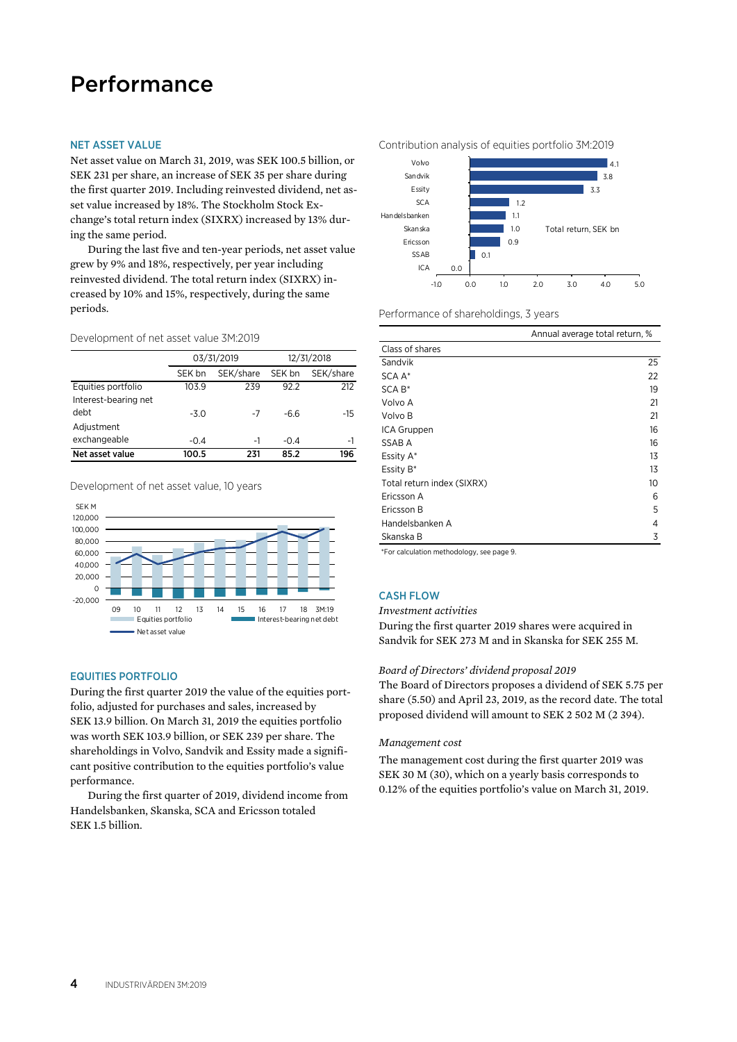# Performance

## NET ASSET VALUE

Net asset value on March 31, 2019, was SEK 100.5 billion, or SEK 231 per share, an increase of SEK 35 per share during the first quarter 2019. Including reinvested dividend, net asset value increased by 18%. The Stockholm Stock Exchange's total return index (SIXRX) increased by 13% during the same period.

During the last five and ten-year periods, net asset value grew by 9% and 18%, respectively, per year including reinvested dividend. The total return index (SIXRX) increased by 10% and 15%, respectively, during the same periods.

Development of net asset value 3M:2019

| | 03/31/2019 | | 12/31/2018 | |
|---|---|---|---|---|
| | SEK bn | SEK/share | SEK bn | SEK/share |
| Equities portfolio | 103.9 | 239 | 92.2 | 212 |
| Interest-bearing net debt | -3.0 | -7 | -6.6 | -15 |
| Adjustment exchangeable | -0.4 | -1 | -0.4 | -1 |
| **Net asset value** | **100.5** | **231** | **85.2** | **196** |

Development of net asset value, 10 years

SEK M

Equities portfolio / Interest-bearing net debt / Net asset value

## EQUITIES PORTFOLIO

During the first quarter 2019 the value of the equities portfolio, adjusted for purchases and sales, increased by SEK 13.9 billion. On March 31, 2019 the equities portfolio was worth SEK 103.9 billion, or SEK 239 per share. The shareholdings in Volvo, Sandvik and Essity made a significant positive contribution to the equities portfolio's value performance.

During the first quarter of 2019, dividend income from Handelsbanken, Skanska, SCA and Ericsson totaled SEK 1.5 billion.

Contribution analysis of equities portfolio 3M:2019

| | Total return, SEK bn |
|---|---|
| Volvo | 4.1 |
| Sandvik | 3.8 |
| Essity | 3.3 |
| SCA | 1.2 |
| Handelsbanken | 1.1 |
| Skanska | 1.0 |
| Ericsson | 0.9 |
| SSAB | 0.1 |
| ICA | 0.0 |

Performance of shareholdings, 3 years

| Class of shares | Annual average total return, % |
|---|---|
| Sandvik | 25 |
| SCA A* | 22 |
| SCA B* | 19 |
| Volvo A | 21 |
| Volvo B | 21 |
| ICA Gruppen | 16 |
| SSAB A | 16 |
| Essity A* | 13 |
| Essity B* | 13 |
| Total return index (SIXRX) | 10 |
| Ericsson A | 6 |
| Ericsson B | 5 |
| Handelsbanken A | 4 |
| Skanska B | 3 |

*For calculation methodology, see page 9.

## CASH FLOW

*Investment activities*

During the first quarter 2019 shares were acquired in Sandvik for SEK 273 M and in Skanska for SEK 255 M.

*Board of Directors' dividend proposal 2019*

The Board of Directors proposes a dividend of SEK 5.75 per share (5.50) and April 23, 2019, as the record date. The total proposed dividend will amount to SEK 2 502 M (2 394).

*Management cost*

The management cost during the first quarter 2019 was SEK 30 M (30), which on a yearly basis corresponds to 0.12% of the equities portfolio's value on March 31, 2019.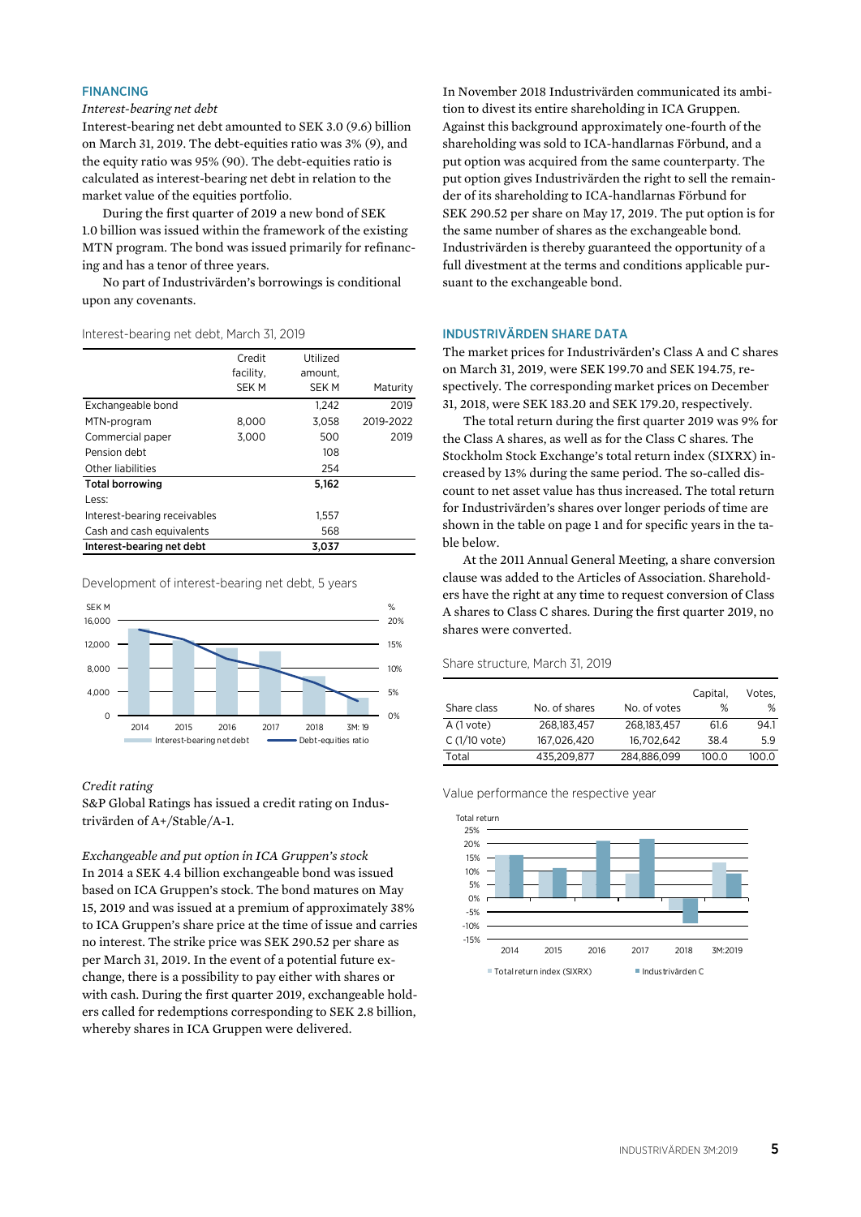## FINANCING

*Interest-bearing net debt*

Interest-bearing net debt amounted to SEK 3.0 (9.6) billion on March 31, 2019. The debt-equities ratio was 3% (9), and the equity ratio was 95% (90). The debt-equities ratio is calculated as interest-bearing net debt in relation to the market value of the equities portfolio.

During the first quarter of 2019 a new bond of SEK 1.0 billion was issued within the framework of the existing MTN program. The bond was issued primarily for refinancing and has a tenor of three years.

No part of Industrivärden's borrowings is conditional upon any covenants.

Interest-bearing net debt, March 31, 2019

| | Credit facility, SEK M | Utilized amount, SEK M | Maturity |
|---|---|---|---|
| Exchangeable bond | | 1,242 | 2019 |
| MTN-program | 8,000 | 3,058 | 2019-2022 |
| Commercial paper | 3,000 | 500 | 2019 |
| Pension debt | | 108 | |
| Other liabilities | | 254 | |
| **Total borrowing** | | **5,162** | |
| Less: | | | |
| Interest-bearing receivables | | 1,557 | |
| Cash and cash equivalents | | 568 | |
| **Interest-bearing net debt** | | **3,037** | |

Development of interest-bearing net debt, 5 years

*Credit rating*

S&P Global Ratings has issued a credit rating on Industrivärden of A+/Stable/A-1.

*Exchangeable and put option in ICA Gruppen's stock*

In 2014 a SEK 4.4 billion exchangeable bond was issued based on ICA Gruppen's stock. The bond matures on May 15, 2019 and was issued at a premium of approximately 38% to ICA Gruppen's share price at the time of issue and carries no interest. The strike price was SEK 290.52 per share as per March 31, 2019. In the event of a potential future exchange, there is a possibility to pay either with shares or with cash. During the first quarter 2019, exchangeable holders called for redemptions corresponding to SEK 2.8 billion, whereby shares in ICA Gruppen were delivered.

In November 2018 Industrivärden communicated its ambition to divest its entire shareholding in ICA Gruppen. Against this background approximately one-fourth of the shareholding was sold to ICA-handlarnas Förbund, and a put option was acquired from the same counterparty. The put option gives Industrivärden the right to sell the remainder of its shareholding to ICA-handlarnas Förbund for SEK 290.52 per share on May 17, 2019. The put option is for the same number of shares as the exchangeable bond. Industrivärden is thereby guaranteed the opportunity of a full divestment at the terms and conditions applicable pursuant to the exchangeable bond.

## INDUSTRIVÄRDEN SHARE DATA

The market prices for Industrivärden's Class A and C shares on March 31, 2019, were SEK 199.70 and SEK 194.75, respectively. The corresponding market prices on December 31, 2018, were SEK 183.20 and SEK 179.20, respectively.

The total return during the first quarter 2019 was 9% for the Class A shares, as well as for the Class C shares. The Stockholm Stock Exchange's total return index (SIXRX) increased by 13% during the same period. The so-called discount to net asset value has thus increased. The total return for Industrivärden's shares over longer periods of time are shown in the table on page 1 and for specific years in the table below.

At the 2011 Annual General Meeting, a share conversion clause was added to the Articles of Association. Shareholders have the right at any time to request conversion of Class A shares to Class C shares. During the first quarter 2019, no shares were converted.

Share structure, March 31, 2019

| Share class | No. of shares | No. of votes | Capital, % | Votes, % |
|---|---|---|---|---|
| A (1 vote) | 268,183,457 | 268,183,457 | 61.6 | 94.1 |
| C (1/10 vote) | 167,026,420 | 16,702,642 | 38.4 | 5.9 |
| Total | 435,209,877 | 284,886,099 | 100.0 | 100.0 |

Value performance the respective year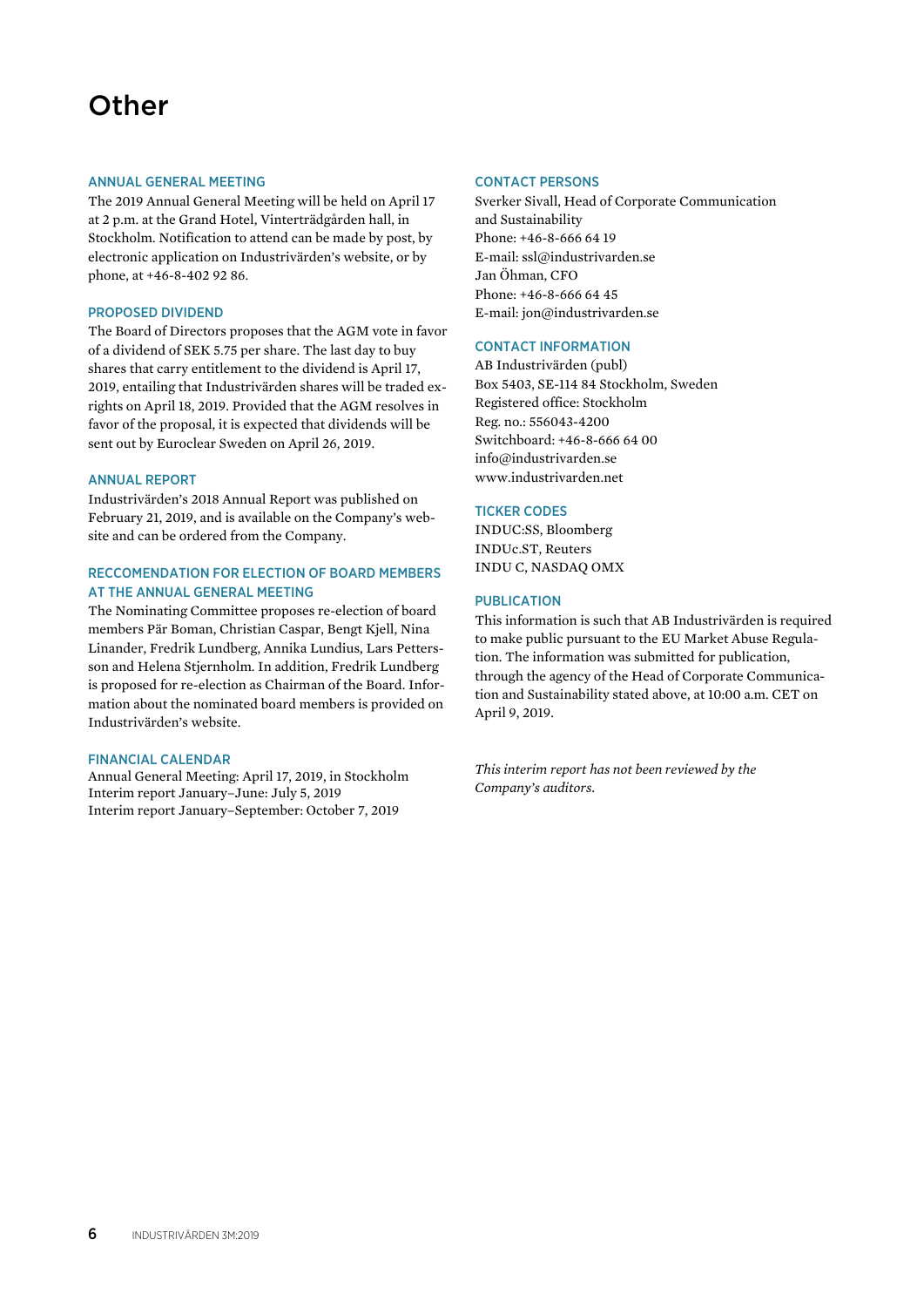# Other

### ANNUAL GENERAL MEETING

The 2019 Annual General Meeting will be held on April 17 at 2 p.m. at the Grand Hotel, Vinterträdgården hall, in Stockholm. Notification to attend can be made by post, by electronic application on Industrivärden's website, or by phone, at +46-8-402 92 86.

### PROPOSED DIVIDEND

The Board of Directors proposes that the AGM vote in favor of a dividend of SEK 5.75 per share. The last day to buy shares that carry entitlement to the dividend is April 17, 2019, entailing that Industrivärden shares will be traded ex-rights on April 18, 2019. Provided that the AGM resolves in favor of the proposal, it is expected that dividends will be sent out by Euroclear Sweden on April 26, 2019.

### ANNUAL REPORT

Industrivärden's 2018 Annual Report was published on February 21, 2019, and is available on the Company's website and can be ordered from the Company.

### RECCOMENDATION FOR ELECTION OF BOARD MEMBERS AT THE ANNUAL GENERAL MEETING

The Nominating Committee proposes re-election of board members Pär Boman, Christian Caspar, Bengt Kjell, Nina Linander, Fredrik Lundberg, Annika Lundius, Lars Pettersson and Helena Stjernholm. In addition, Fredrik Lundberg is proposed for re-election as Chairman of the Board. Information about the nominated board members is provided on Industrivärden's website.

### FINANCIAL CALENDAR

Annual General Meeting: April 17, 2019, in Stockholm
Interim report January–June: July 5, 2019
Interim report January–September: October 7, 2019

### CONTACT PERSONS

Sverker Sivall, Head of Corporate Communication and Sustainability
Phone: +46-8-666 64 19
E-mail: ssl@industrivarden.se
Jan Öhman, CFO
Phone: +46-8-666 64 45
E-mail: jon@industrivarden.se

### CONTACT INFORMATION

AB Industrivärden (publ)
Box 5403, SE-114 84 Stockholm, Sweden
Registered office: Stockholm
Reg. no.: 556043-4200
Switchboard: +46-8-666 64 00
info@industrivarden.se
www.industrivarden.net

### TICKER CODES

INDUC:SS, Bloomberg
INDUc.ST, Reuters
INDU C, NASDAQ OMX

### PUBLICATION

This information is such that AB Industrivärden is required to make public pursuant to the EU Market Abuse Regulation. The information was submitted for publication, through the agency of the Head of Corporate Communication and Sustainability stated above, at 10:00 a.m. CET on April 9, 2019.

*This interim report has not been reviewed by the Company's auditors.*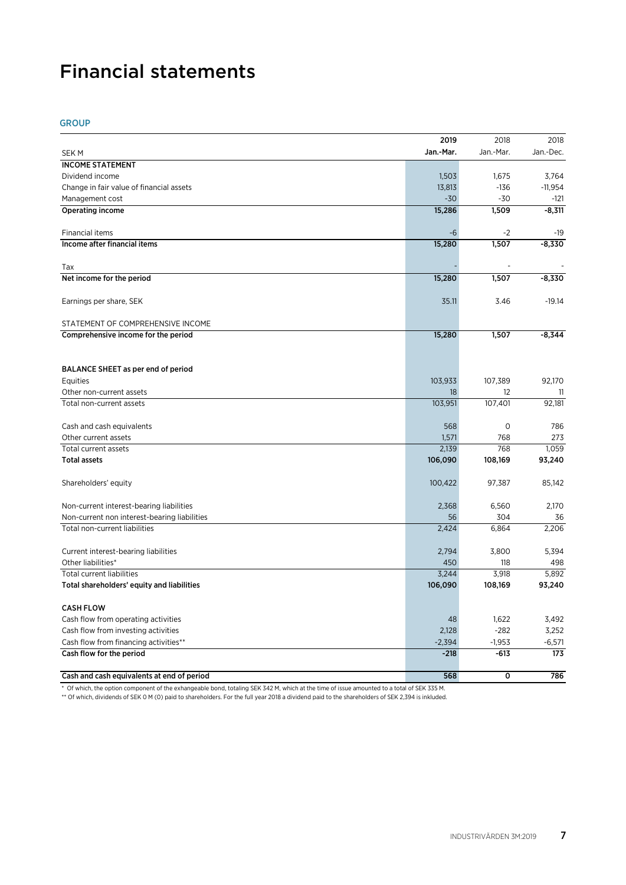# Financial statements

## GROUP

| SEK M | 2019<br>**Jan.-Mar.** | 2018<br>Jan.-Mar. | 2018<br>Jan.-Dec. |
|---|---|---|---|
| **INCOME STATEMENT** | | | |
| Dividend income | 1,503 | 1,675 | 3,764 |
| Change in fair value of financial assets | 13,813 | -136 | -11,954 |
| Management cost | -30 | -30 | -121 |
| **Operating income** | **15,286** | **1,509** | **-8,311** |
| | | | |
| Financial items | -6 | -2 | -19 |
| **Income after financial items** | **15,280** | **1,507** | **-8,330** |
| | | | |
| Tax | - | - | - |
| **Net income for the period** | **15,280** | **1,507** | **-8,330** |
| | | | |
| Earnings per share, SEK | 35.11 | 3.46 | -19.14 |
| | | | |
| STATEMENT OF COMPREHENSIVE INCOME | | | |
| **Comprehensive income for the period** | **15,280** | **1,507** | **-8,344** |
| | | | |
| **BALANCE SHEET as per end of period** | | | |
| Equities | 103,933 | 107,389 | 92,170 |
| Other non-current assets | 18 | 12 | 11 |
| Total non-current assets | 103,951 | 107,401 | 92,181 |
| | | | |
| Cash and cash equivalents | 568 | 0 | 786 |
| Other current assets | 1,571 | 768 | 273 |
| Total current assets | 2,139 | 768 | 1,059 |
| **Total assets** | **106,090** | **108,169** | **93,240** |
| | | | |
| Shareholders' equity | 100,422 | 97,387 | 85,142 |
| | | | |
| Non-current interest-bearing liabilities | 2,368 | 6,560 | 2,170 |
| Non-current non interest-bearing liabilities | 56 | 304 | 36 |
| Total non-current liabilities | 2,424 | 6,864 | 2,206 |
| | | | |
| Current interest-bearing liabilities | 2,794 | 3,800 | 5,394 |
| Other liabilities* | 450 | 118 | 498 |
| Total current liabilities | 3,244 | 3,918 | 5,892 |
| **Total shareholders' equity and liabilities** | **106,090** | **108,169** | **93,240** |
| | | | |
| **CASH FLOW** | | | |
| Cash flow from operating activities | 48 | 1,622 | 3,492 |
| Cash flow from investing activities | 2,128 | -282 | 3,252 |
| Cash flow from financing activities** | -2,394 | -1,953 | -6,571 |
| **Cash flow for the period** | **-218** | **-613** | **173** |
| | | | |
| **Cash and cash equivalents at end of period** | **568** | **0** | **786** |

* Of which, the option component of the exhangeable bond, totaling SEK 342 M, which at the time of issue amounted to a total of SEK 335 M.

** Of which, dividends of SEK 0 M (0) paid to shareholders. For the full year 2018 a dividend paid to the shareholders of SEK 2,394 is inkluded.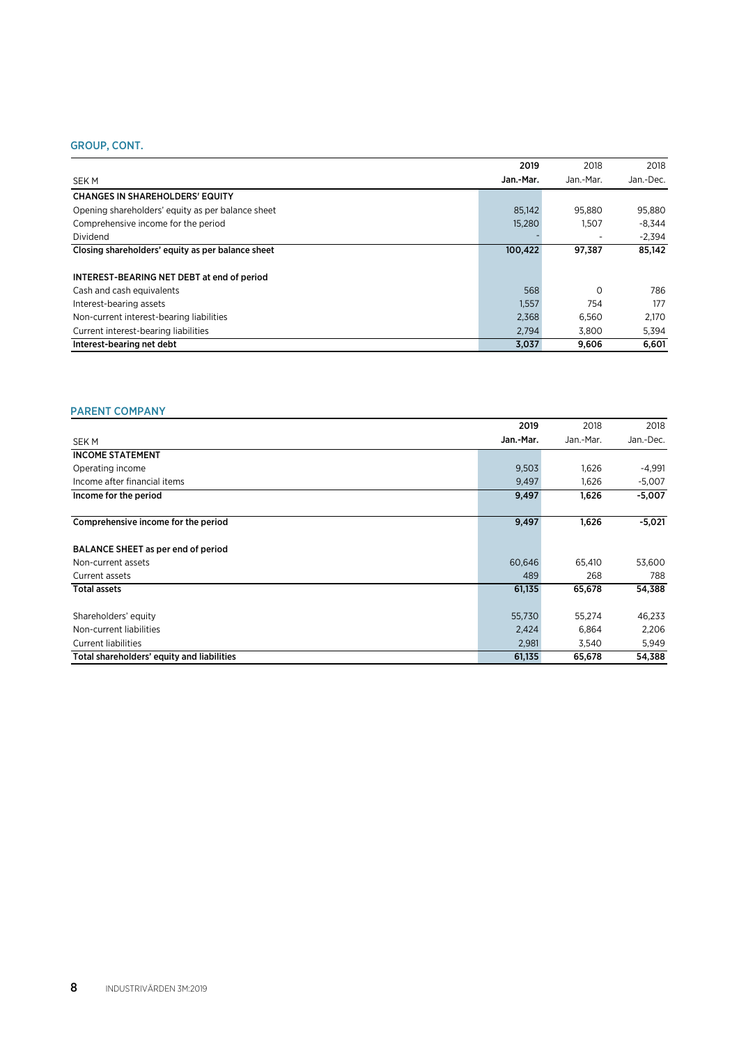## GROUP, CONT.

| SEK M | 2019 Jan.-Mar. | 2018 Jan.-Mar. | 2018 Jan.-Dec. |
|---|---|---|---|
| **CHANGES IN SHAREHOLDERS' EQUITY** | | | |
| Opening shareholders' equity as per balance sheet | 85,142 | 95,880 | 95,880 |
| Comprehensive income for the period | 15,280 | 1,507 | -8,344 |
| Dividend | - | - | -2,394 |
| **Closing shareholders' equity as per balance sheet** | **100,422** | **97,387** | **85,142** |
| | | | |
| **INTEREST-BEARING NET DEBT at end of period** | | | |
| Cash and cash equivalents | 568 | 0 | 786 |
| Interest-bearing assets | 1,557 | 754 | 177 |
| Non-current interest-bearing liabilities | 2,368 | 6,560 | 2,170 |
| Current interest-bearing liabilities | 2,794 | 3,800 | 5,394 |
| **Interest-bearing net debt** | **3,037** | **9,606** | **6,601** |

## PARENT COMPANY

| SEK M | 2019 Jan.-Mar. | 2018 Jan.-Mar. | 2018 Jan.-Dec. |
|---|---|---|---|
| **INCOME STATEMENT** | | | |
| Operating income | 9,503 | 1,626 | -4,991 |
| Income after financial items | 9,497 | 1,626 | -5,007 |
| **Income for the period** | **9,497** | **1,626** | **-5,007** |
| | | | |
| **Comprehensive income for the period** | **9,497** | **1,626** | **-5,021** |
| | | | |
| **BALANCE SHEET as per end of period** | | | |
| Non-current assets | 60,646 | 65,410 | 53,600 |
| Current assets | 489 | 268 | 788 |
| **Total assets** | **61,135** | **65,678** | **54,388** |
| | | | |
| Shareholders' equity | 55,730 | 55,274 | 46,233 |
| Non-current liabilities | 2,424 | 6,864 | 2,206 |
| Current liabilities | 2,981 | 3,540 | 5,949 |
| **Total shareholders' equity and liabilities** | **61,135** | **65,678** | **54,388** |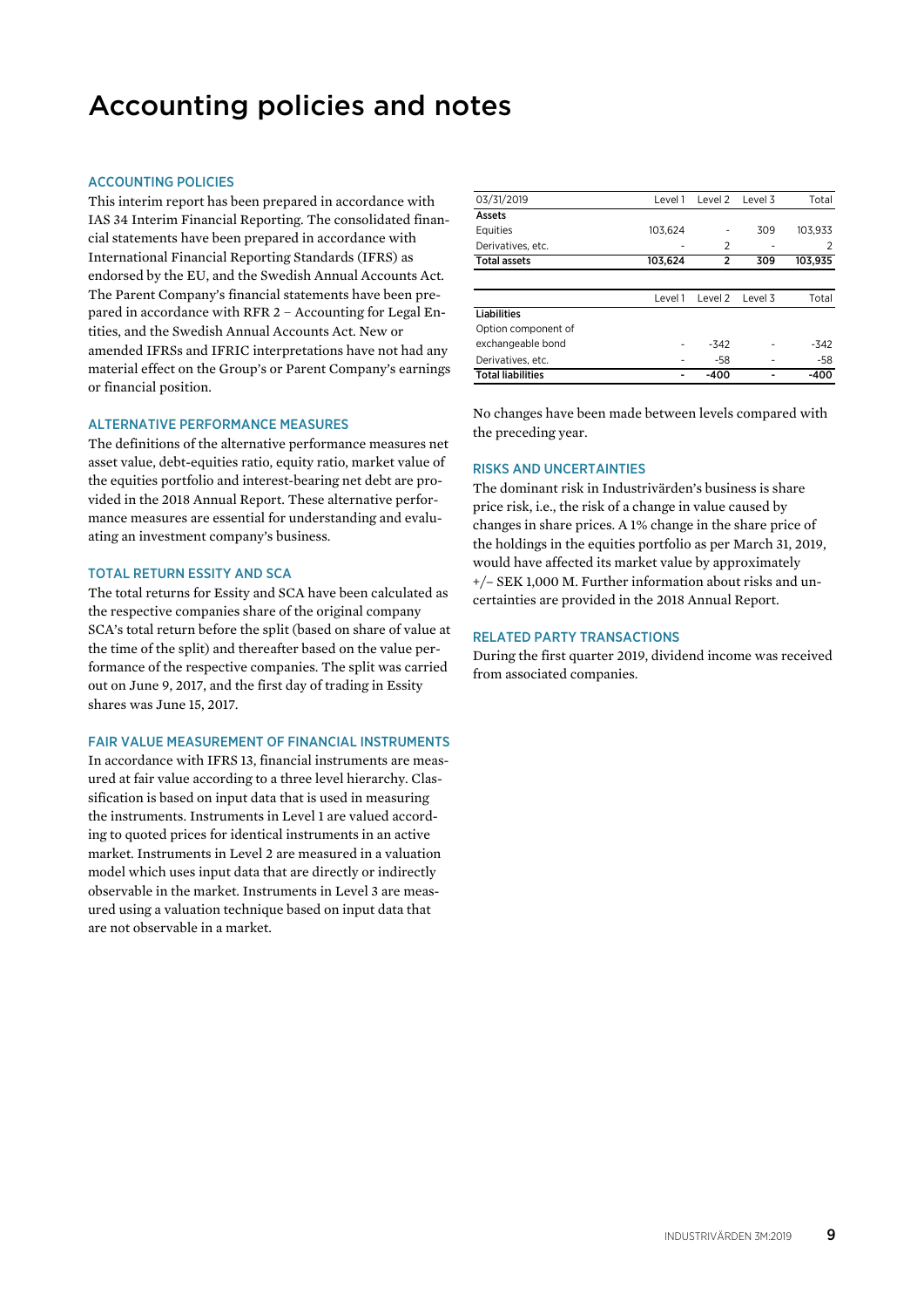# Accounting policies and notes

## ACCOUNTING POLICIES

This interim report has been prepared in accordance with IAS 34 Interim Financial Reporting. The consolidated financial statements have been prepared in accordance with International Financial Reporting Standards (IFRS) as endorsed by the EU, and the Swedish Annual Accounts Act. The Parent Company's financial statements have been prepared in accordance with RFR 2 – Accounting for Legal Entities, and the Swedish Annual Accounts Act. New or amended IFRSs and IFRIC interpretations have not had any material effect on the Group's or Parent Company's earnings or financial position.

## ALTERNATIVE PERFORMANCE MEASURES

The definitions of the alternative performance measures net asset value, debt-equities ratio, equity ratio, market value of the equities portfolio and interest-bearing net debt are provided in the 2018 Annual Report. These alternative performance measures are essential for understanding and evaluating an investment company's business.

## TOTAL RETURN ESSITY AND SCA

The total returns for Essity and SCA have been calculated as the respective companies share of the original company SCA's total return before the split (based on share of value at the time of the split) and thereafter based on the value performance of the respective companies. The split was carried out on June 9, 2017, and the first day of trading in Essity shares was June 15, 2017.

## FAIR VALUE MEASUREMENT OF FINANCIAL INSTRUMENTS

In accordance with IFRS 13, financial instruments are measured at fair value according to a three level hierarchy. Classification is based on input data that is used in measuring the instruments. Instruments in Level 1 are valued according to quoted prices for identical instruments in an active market. Instruments in Level 2 are measured in a valuation model which uses input data that are directly or indirectly observable in the market. Instruments in Level 3 are measured using a valuation technique based on input data that are not observable in a market.

| 03/31/2019 | Level 1 | Level 2 | Level 3 | Total |
|---|---|---|---|---|
| **Assets** | | | | |
| Equities | 103,624 | - | 309 | 103,933 |
| Derivatives, etc. | - | 2 | - | 2 |
| **Total assets** | **103,624** | **2** | **309** | **103,935** |

| | Level 1 | Level 2 | Level 3 | Total |
|---|---|---|---|---|
| **Liabilities** | | | | |
| Option component of exchangeable bond | - | -342 | - | -342 |
| Derivatives, etc. | - | -58 | - | -58 |
| **Total liabilities** | **-** | **-400** | **-** | **-400** |

No changes have been made between levels compared with the preceding year.

## RISKS AND UNCERTAINTIES

The dominant risk in Industrivärden's business is share price risk, i.e., the risk of a change in value caused by changes in share prices. A 1% change in the share price of the holdings in the equities portfolio as per March 31, 2019, would have affected its market value by approximately +/– SEK 1,000 M. Further information about risks and uncertainties are provided in the 2018 Annual Report.

## RELATED PARTY TRANSACTIONS

During the first quarter 2019, dividend income was received from associated companies.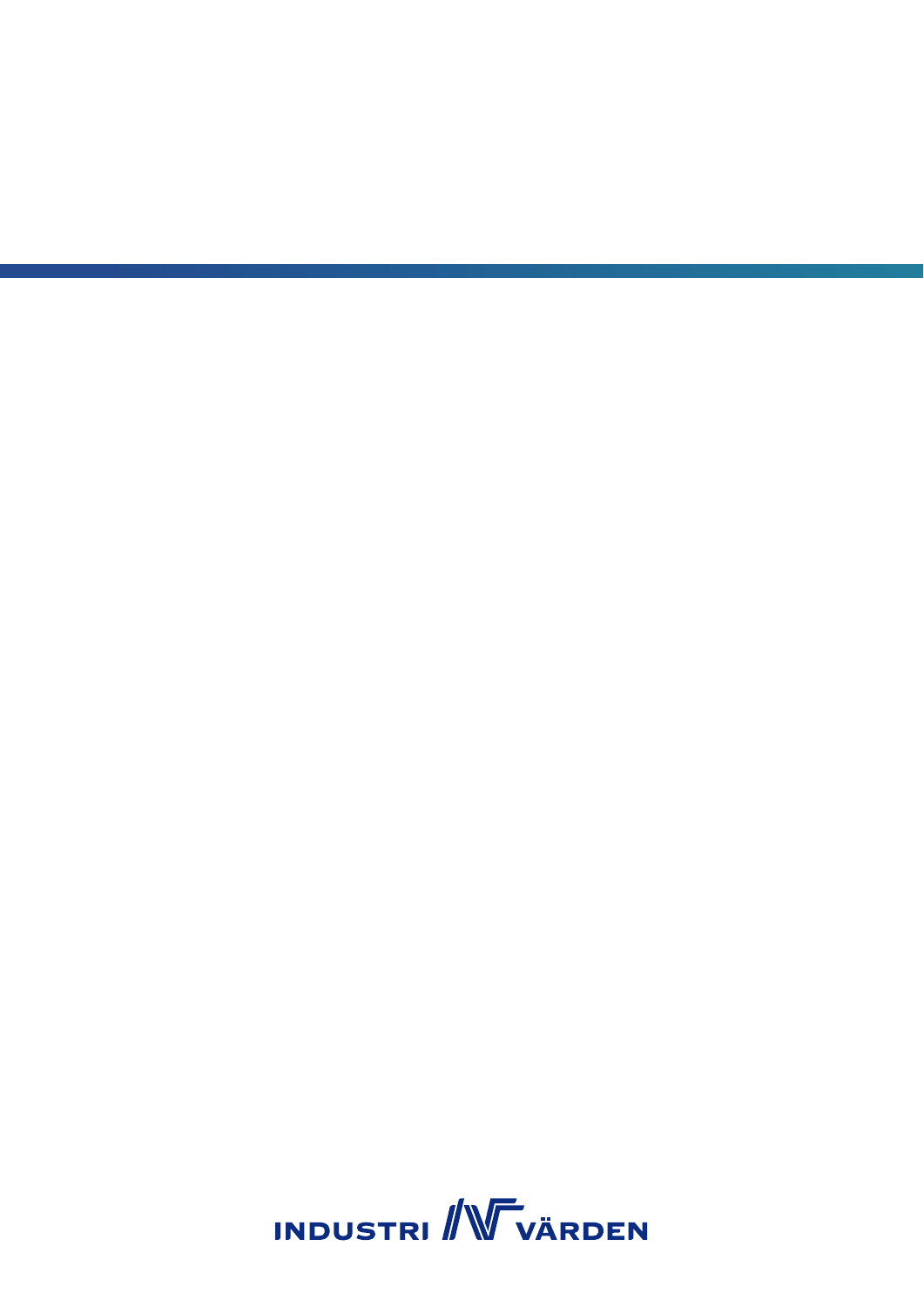INDUSTRI VÄRDEN